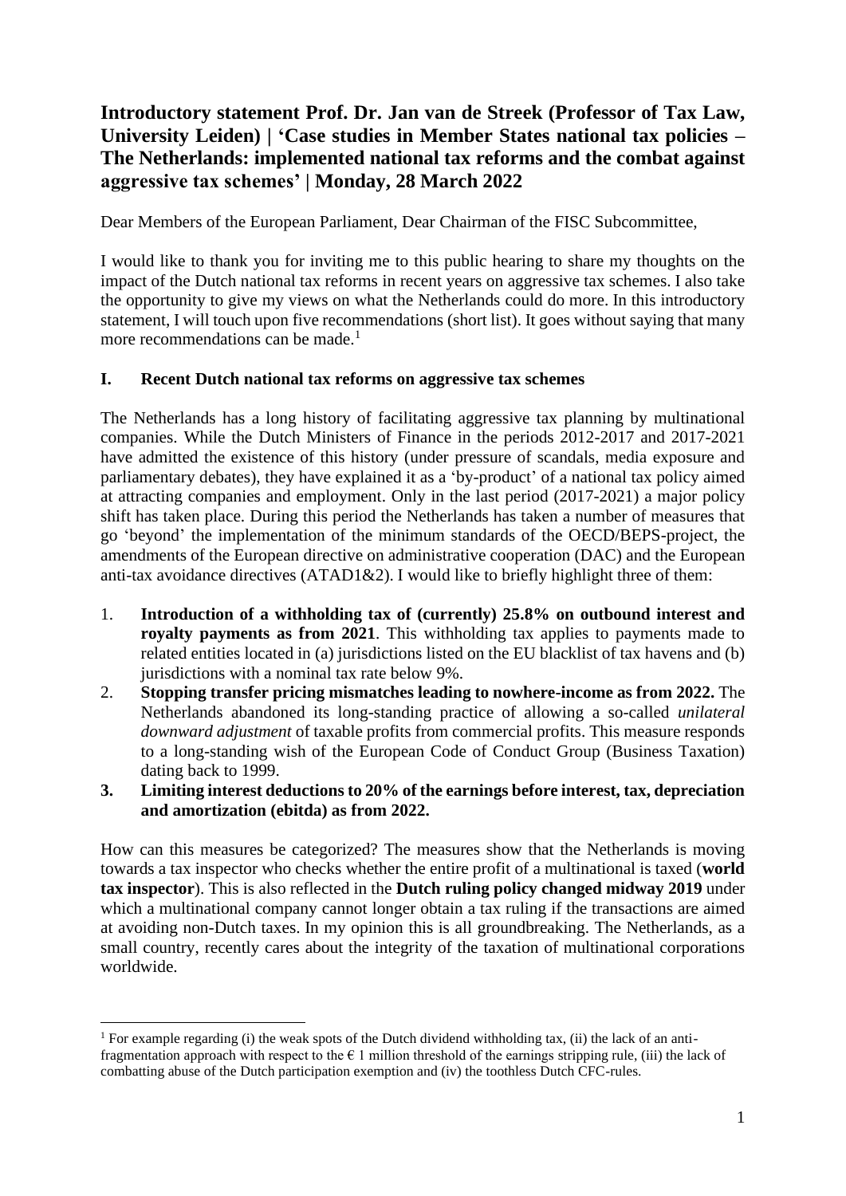# Introductory statement Prof. Dr. Jan van de Streek (Professor of Tax Law, University Leiden) | 'Case studies in Member States national tax policies – The Netherlands: implemented national tax reforms and the combat against aggressive tax schemes' | Monday, 28 March 2022

Dear Members of the European Parliament, Dear Chairman of the FISC Subcommittee,

I would like to thank you for inviting me to this public hearing to share my thoughts on the impact of the Dutch national tax reforms in recent years on aggressive tax schemes. I also take the opportunity to give my views on what the Netherlands could do more. In this introductory statement, I will touch upon five recommendations (short list). It goes without saying that many more recommendations can be made.[1]

## I. Recent Dutch national tax reforms on aggressive tax schemes

The Netherlands has a long history of facilitating aggressive tax planning by multinational companies. While the Dutch Ministers of Finance in the periods 2012-2017 and 2017-2021 have admitted the existence of this history (under pressure of scandals, media exposure and parliamentary debates), they have explained it as a 'by-product' of a national tax policy aimed at attracting companies and employment. Only in the last period (2017-2021) a major policy shift has taken place. During this period the Netherlands has taken a number of measures that go 'beyond' the implementation of the minimum standards of the OECD/BEPS-project, the amendments of the European directive on administrative cooperation (DAC) and the European anti-tax avoidance directives (ATAD1&2). I would like to briefly highlight three of them:

1. **Introduction of a withholding tax of (currently) 25.8% on outbound interest and royalty payments as from 2021**. This withholding tax applies to payments made to related entities located in (a) jurisdictions listed on the EU blacklist of tax havens and (b) jurisdictions with a nominal tax rate below 9%.
2. **Stopping transfer pricing mismatches leading to nowhere-income as from 2022.** The Netherlands abandoned its long-standing practice of allowing a so-called *unilateral downward adjustment* of taxable profits from commercial profits. This measure responds to a long-standing wish of the European Code of Conduct Group (Business Taxation) dating back to 1999.
3. **Limiting interest deductions to 20% of the earnings before interest, tax, depreciation and amortization (ebitda) as from 2022.**

How can this measures be categorized? The measures show that the Netherlands is moving towards a tax inspector who checks whether the entire profit of a multinational is taxed (**world tax inspector**). This is also reflected in the **Dutch ruling policy changed midway 2019** under which a multinational company cannot longer obtain a tax ruling if the transactions are aimed at avoiding non-Dutch taxes. In my opinion this is all groundbreaking. The Netherlands, as a small country, recently cares about the integrity of the taxation of multinational corporations worldwide.

---

[1] For example regarding (i) the weak spots of the Dutch dividend withholding tax, (ii) the lack of an anti-fragmentation approach with respect to the € 1 million threshold of the earnings stripping rule, (iii) the lack of combatting abuse of the Dutch participation exemption and (iv) the toothless Dutch CFC-rules.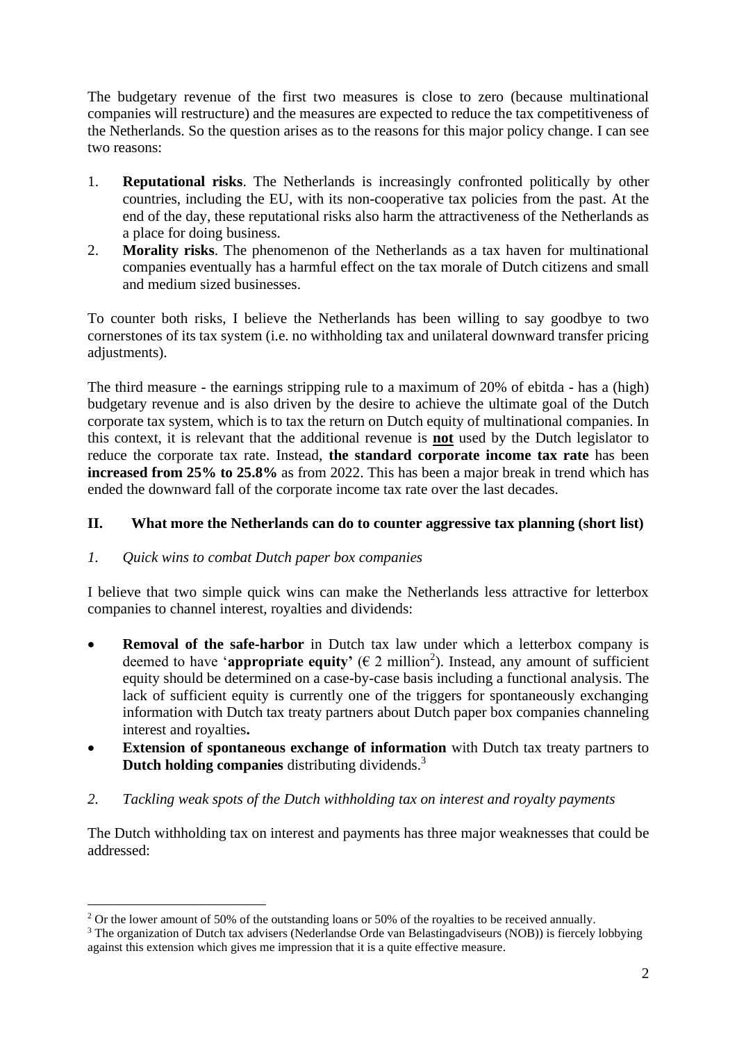The budgetary revenue of the first two measures is close to zero (because multinational companies will restructure) and the measures are expected to reduce the tax competitiveness of the Netherlands. So the question arises as to the reasons for this major policy change. I can see two reasons:

1. **Reputational risks**. The Netherlands is increasingly confronted politically by other countries, including the EU, with its non-cooperative tax policies from the past. At the end of the day, these reputational risks also harm the attractiveness of the Netherlands as a place for doing business.
2. **Morality risks**. The phenomenon of the Netherlands as a tax haven for multinational companies eventually has a harmful effect on the tax morale of Dutch citizens and small and medium sized businesses.

To counter both risks, I believe the Netherlands has been willing to say goodbye to two cornerstones of its tax system (i.e. no withholding tax and unilateral downward transfer pricing adjustments).

The third measure - the earnings stripping rule to a maximum of 20% of ebitda - has a (high) budgetary revenue and is also driven by the desire to achieve the ultimate goal of the Dutch corporate tax system, which is to tax the return on Dutch equity of multinational companies. In this context, it is relevant that the additional revenue is **<u>not</u>** used by the Dutch legislator to reduce the corporate tax rate. Instead, **the standard corporate income tax rate** has been **increased from 25% to 25.8%** as from 2022. This has been a major break in trend which has ended the downward fall of the corporate income tax rate over the last decades.

## II. What more the Netherlands can do to counter aggressive tax planning (short list)

### *1. Quick wins to combat Dutch paper box companies*

I believe that two simple quick wins can make the Netherlands less attractive for letterbox companies to channel interest, royalties and dividends:

- **Removal of the safe-harbor** in Dutch tax law under which a letterbox company is deemed to have '**appropriate equity**' (€ 2 million[2]). Instead, any amount of sufficient equity should be determined on a case-by-case basis including a functional analysis. The lack of sufficient equity is currently one of the triggers for spontaneously exchanging information with Dutch tax treaty partners about Dutch paper box companies channeling interest and royalties**.**
- **Extension of spontaneous exchange of information** with Dutch tax treaty partners to **Dutch holding companies** distributing dividends.[3]

### *2. Tackling weak spots of the Dutch withholding tax on interest and royalty payments*

The Dutch withholding tax on interest and payments has three major weaknesses that could be addressed:

---

[2] Or the lower amount of 50% of the outstanding loans or 50% of the royalties to be received annually.

[3] The organization of Dutch tax advisers (Nederlandse Orde van Belastingadviseurs (NOB)) is fiercely lobbying against this extension which gives me impression that it is a quite effective measure.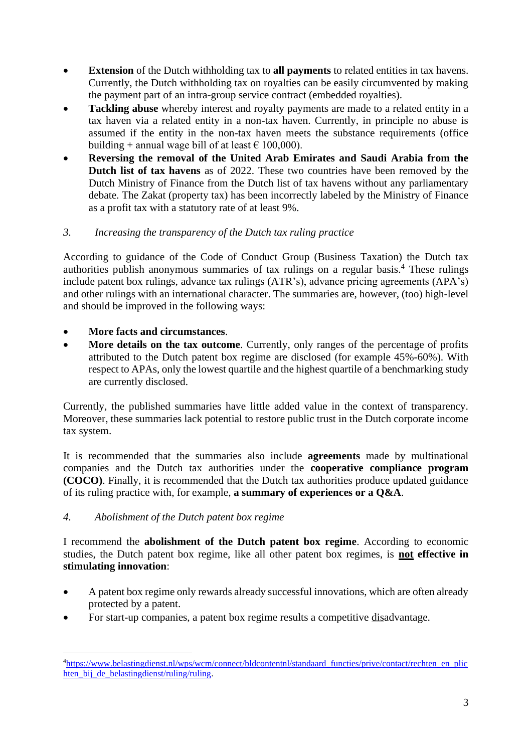- **Extension** of the Dutch withholding tax to **all payments** to related entities in tax havens. Currently, the Dutch withholding tax on royalties can be easily circumvented by making the payment part of an intra-group service contract (embedded royalties).
- **Tackling abuse** whereby interest and royalty payments are made to a related entity in a tax haven via a related entity in a non-tax haven. Currently, in principle no abuse is assumed if the entity in the non-tax haven meets the substance requirements (office building + annual wage bill of at least € 100,000).
- **Reversing the removal of the United Arab Emirates and Saudi Arabia from the Dutch list of tax havens** as of 2022. These two countries have been removed by the Dutch Ministry of Finance from the Dutch list of tax havens without any parliamentary debate. The Zakat (property tax) has been incorrectly labeled by the Ministry of Finance as a profit tax with a statutory rate of at least 9%.

### 3. *Increasing the transparency of the Dutch tax ruling practice*

According to guidance of the Code of Conduct Group (Business Taxation) the Dutch tax authorities publish anonymous summaries of tax rulings on a regular basis.[4] These rulings include patent box rulings, advance tax rulings (ATR's), advance pricing agreements (APA's) and other rulings with an international character. The summaries are, however, (too) high-level and should be improved in the following ways:

- **More facts and circumstances**.
- **More details on the tax outcome**. Currently, only ranges of the percentage of profits attributed to the Dutch patent box regime are disclosed (for example 45%-60%). With respect to APAs, only the lowest quartile and the highest quartile of a benchmarking study are currently disclosed.

Currently, the published summaries have little added value in the context of transparency. Moreover, these summaries lack potential to restore public trust in the Dutch corporate income tax system.

It is recommended that the summaries also include **agreements** made by multinational companies and the Dutch tax authorities under the **cooperative compliance program (COCO)**. Finally, it is recommended that the Dutch tax authorities produce updated guidance of its ruling practice with, for example, **a summary of experiences or a Q&A**.

### 4. *Abolishment of the Dutch patent box regime*

I recommend the **abolishment of the Dutch patent box regime**. According to economic studies, the Dutch patent box regime, like all other patent box regimes, is **not effective in stimulating innovation**:

- A patent box regime only rewards already successful innovations, which are often already protected by a patent.
- For start-up companies, a patent box regime results a competitive disadvantage.

---

[4] https://www.belastingdienst.nl/wps/wcm/connect/bldcontentnl/standaard_functies/prive/contact/rechten_en_plichten_bij_de_belastingdienst/ruling/ruling.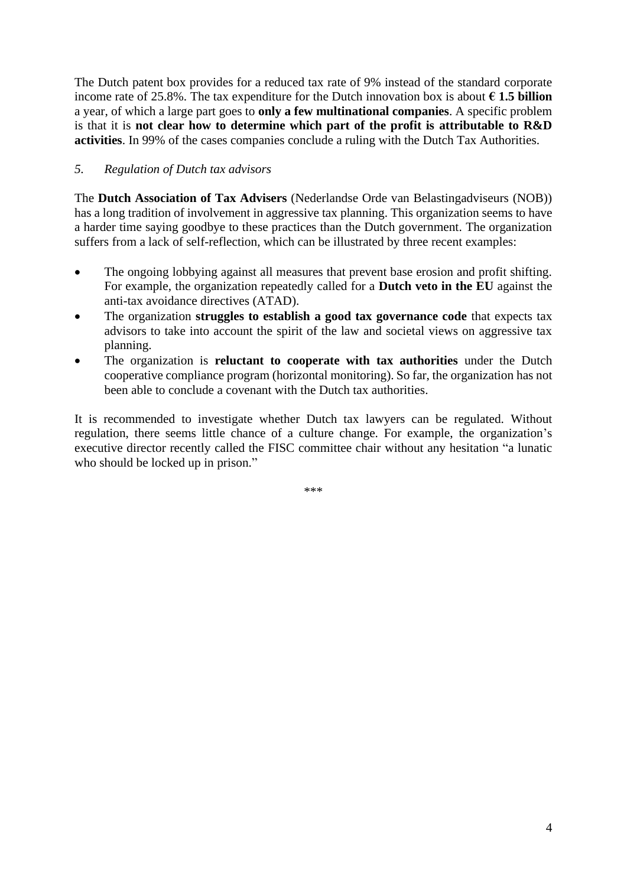The Dutch patent box provides for a reduced tax rate of 9% instead of the standard corporate income rate of 25.8%. The tax expenditure for the Dutch innovation box is about **€ 1.5 billion** a year, of which a large part goes to **only a few multinational companies**. A specific problem is that it is **not clear how to determine which part of the profit is attributable to R&D activities**. In 99% of the cases companies conclude a ruling with the Dutch Tax Authorities.

### *5. Regulation of Dutch tax advisors*

The **Dutch Association of Tax Advisers** (Nederlandse Orde van Belastingadviseurs (NOB)) has a long tradition of involvement in aggressive tax planning. This organization seems to have a harder time saying goodbye to these practices than the Dutch government. The organization suffers from a lack of self-reflection, which can be illustrated by three recent examples:

- The ongoing lobbying against all measures that prevent base erosion and profit shifting. For example, the organization repeatedly called for a **Dutch veto in the EU** against the anti-tax avoidance directives (ATAD).
- The organization **struggles to establish a good tax governance code** that expects tax advisors to take into account the spirit of the law and societal views on aggressive tax planning.
- The organization is **reluctant to cooperate with tax authorities** under the Dutch cooperative compliance program (horizontal monitoring). So far, the organization has not been able to conclude a covenant with the Dutch tax authorities.

It is recommended to investigate whether Dutch tax lawyers can be regulated. Without regulation, there seems little chance of a culture change. For example, the organization's executive director recently called the FISC committee chair without any hesitation "a lunatic who should be locked up in prison."

\*\*\*